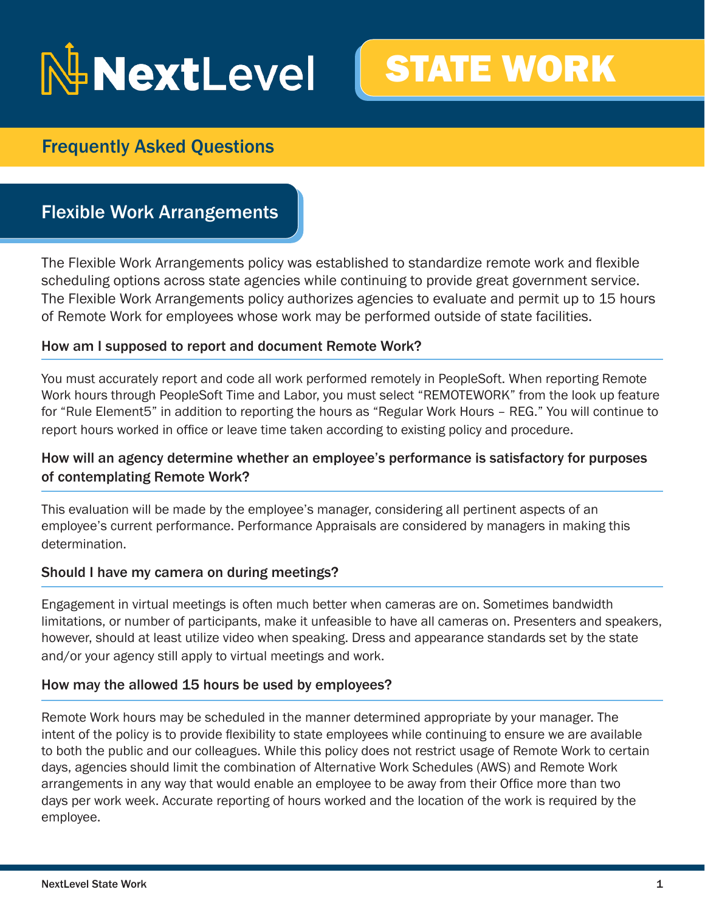# NextLevel STATE WORK

## Frequently Asked Questions

## Flexible Work Arrangements

The Flexible Work Arrangements policy was established to standardize remote work and flexible scheduling options across state agencies while continuing to provide great government service. The Flexible Work Arrangements policy authorizes agencies to evaluate and permit up to 15 hours of Remote Work for employees whose work may be performed outside of state facilities.

### How am I supposed to report and document Remote Work?

You must accurately report and code all work performed remotely in PeopleSoft. When reporting Remote Work hours through PeopleSoft Time and Labor, you must select "REMOTEWORK" from the look up feature for "Rule Element5" in addition to reporting the hours as "Regular Work Hours – REG." You will continue to report hours worked in office or leave time taken according to existing policy and procedure.

### How will an agency determine whether an employee's performance is satisfactory for purposes of contemplating Remote Work?

This evaluation will be made by the employee's manager, considering all pertinent aspects of an employee's current performance. Performance Appraisals are considered by managers in making this determination.

### Should I have my camera on during meetings?

Engagement in virtual meetings is often much better when cameras are on. Sometimes bandwidth limitations, or number of participants, make it unfeasible to have all cameras on. Presenters and speakers, however, should at least utilize video when speaking. Dress and appearance standards set by the state and/or your agency still apply to virtual meetings and work.

### How may the allowed 15 hours be used by employees?

Remote Work hours may be scheduled in the manner determined appropriate by your manager. The intent of the policy is to provide flexibility to state employees while continuing to ensure we are available to both the public and our colleagues. While this policy does not restrict usage of Remote Work to certain days, agencies should limit the combination of Alternative Work Schedules (AWS) and Remote Work arrangements in any way that would enable an employee to be away from their Office more than two days per work week. Accurate reporting of hours worked and the location of the work is required by the employee.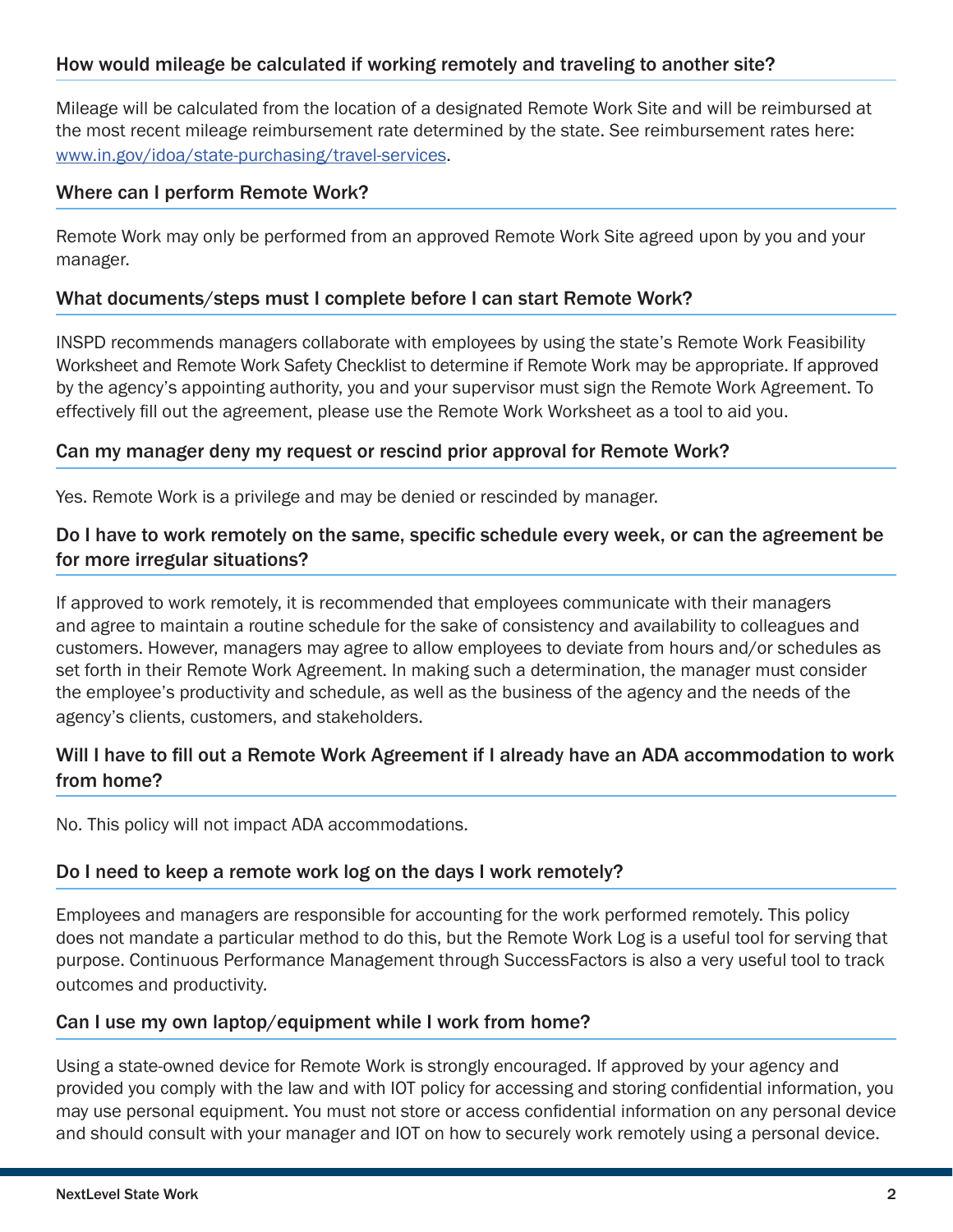### How would mileage be calculated if working remotely and traveling to another site?

Mileage will be calculated from the location of a designated Remote Work Site and will be reimbursed at the most recent mileage reimbursement rate determined by the state. See reimbursement rates here: [www.in.gov/idoa/state-purchasing/travel-services](http://www.in.gov/idoa/state-purchasing/travel-services).

### Where can I perform Remote Work?

Remote Work may only be performed from an approved Remote Work Site agreed upon by you and your manager.

### What documents/steps must I complete before I can start Remote Work?

INSPD recommends managers collaborate with employees by using the state's Remote Work Feasibility Worksheet and Remote Work Safety Checklist to determine if Remote Work may be appropriate. If approved by the agency's appointing authority, you and your supervisor must sign the Remote Work Agreement. To effectively fill out the agreement, please use the Remote Work Worksheet as a tool to aid you.

### Can my manager deny my request or rescind prior approval for Remote Work?

Yes. Remote Work is a privilege and may be denied or rescinded by manager.

### Do I have to work remotely on the same, specific schedule every week, or can the agreement be for more irregular situations?

If approved to work remotely, it is recommended that employees communicate with their managers and agree to maintain a routine schedule for the sake of consistency and availability to colleagues and customers. However, managers may agree to allow employees to deviate from hours and/or schedules as set forth in their Remote Work Agreement. In making such a determination, the manager must consider the employee's productivity and schedule, as well as the business of the agency and the needs of the agency's clients, customers, and stakeholders.

### Will I have to fill out a Remote Work Agreement if I already have an ADA accommodation to work from home?

No. This policy will not impact ADA accommodations.

### Do I need to keep a remote work log on the days I work remotely?

Employees and managers are responsible for accounting for the work performed remotely. This policy does not mandate a particular method to do this, but the Remote Work Log is a useful tool for serving that purpose. Continuous Performance Management through SuccessFactors is also a very useful tool to track outcomes and productivity.

### Can I use my own laptop/equipment while I work from home?

Using a state-owned device for Remote Work is strongly encouraged. If approved by your agency and provided you comply with the law and with IOT policy for accessing and storing confidential information, you may use personal equipment. You must not store or access confidential information on any personal device and should consult with your manager and IOT on how to securely work remotely using a personal device.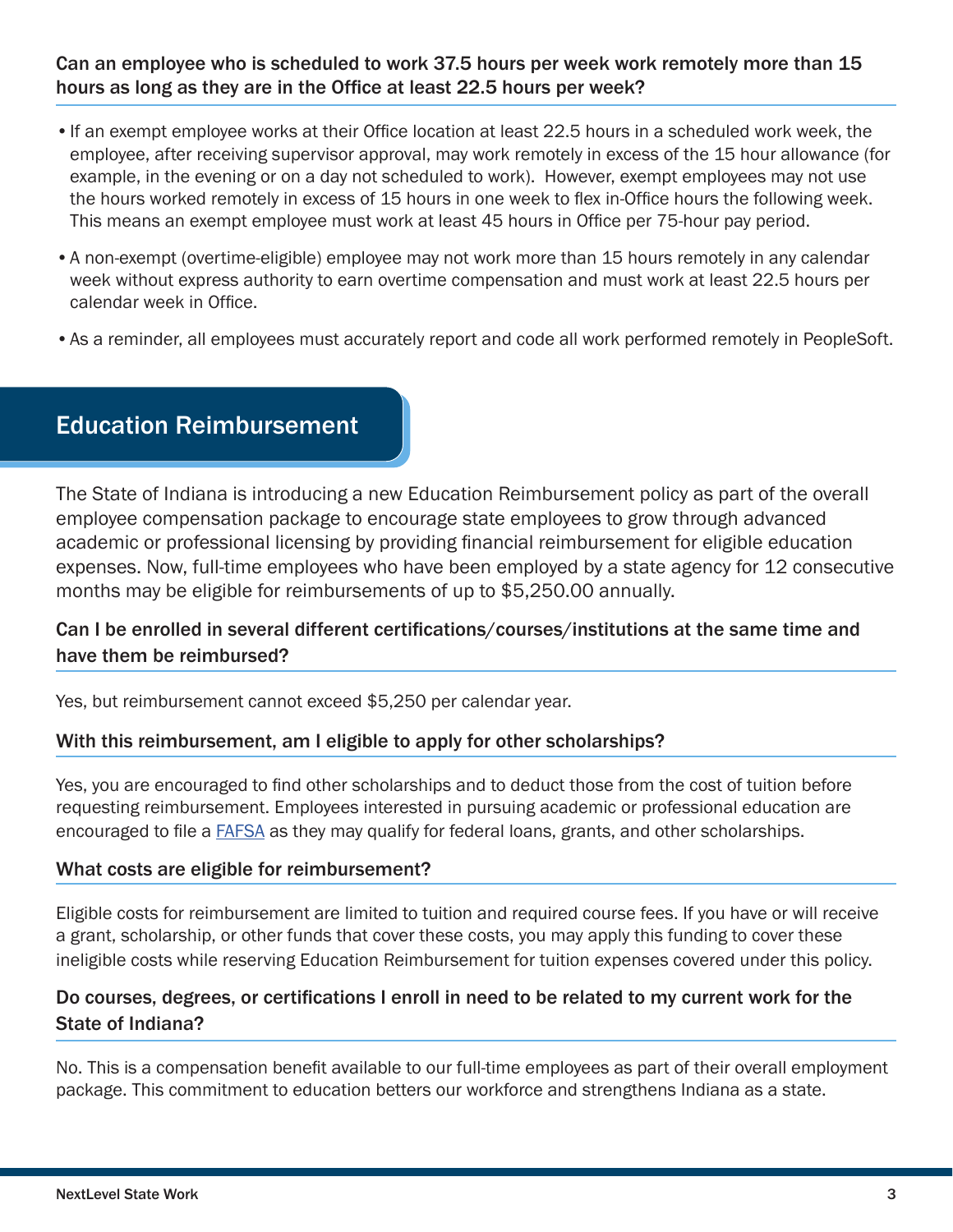### Can an employee who is scheduled to work 37.5 hours per week work remotely more than 15 hours as long as they are in the Office at least 22.5 hours per week?

- If an exempt employee works at their Office location at least 22.5 hours in a scheduled work week, the employee, after receiving supervisor approval, may work remotely in excess of the 15 hour allowance (for example, in the evening or on a day not scheduled to work). However, exempt employees may not use the hours worked remotely in excess of 15 hours in one week to flex in-Office hours the following week. This means an exempt employee must work at least 45 hours in Office per 75-hour pay period.
- A non-exempt (overtime-eligible) employee may not work more than 15 hours remotely in any calendar week without express authority to earn overtime compensation and must work at least 22.5 hours per calendar week in Office.
- As a reminder, all employees must accurately report and code all work performed remotely in PeopleSoft.

## Education Reimbursement

The State of Indiana is introducing a new Education Reimbursement policy as part of the overall employee compensation package to encourage state employees to grow through advanced academic or professional licensing by providing financial reimbursement for eligible education expenses. Now, full-time employees who have been employed by a state agency for 12 consecutive months may be eligible for reimbursements of up to $5,250.00 annually.

### Can I be enrolled in several different certifications/courses/institutions at the same time and have them be reimbursed?

Yes, but reimbursement cannot exceed $5,250 per calendar year.

### With this reimbursement, am I eligible to apply for other scholarships?

Yes, you are encouraged to find other scholarships and to deduct those from the cost of tuition before requesting reimbursement. Employees interested in pursuing academic or professional education are encouraged to file a FAFSA as they may qualify for federal loans, grants, and other scholarships.

### What costs are eligible for reimbursement?

Eligible costs for reimbursement are limited to tuition and required course fees. If you have or will receive a grant, scholarship, or other funds that cover these costs, you may apply this funding to cover these ineligible costs while reserving Education Reimbursement for tuition expenses covered under this policy.

### Do courses, degrees, or certifications I enroll in need to be related to my current work for the State of Indiana?

No. This is a compensation benefit available to our full-time employees as part of their overall employment package. This commitment to education betters our workforce and strengthens Indiana as a state.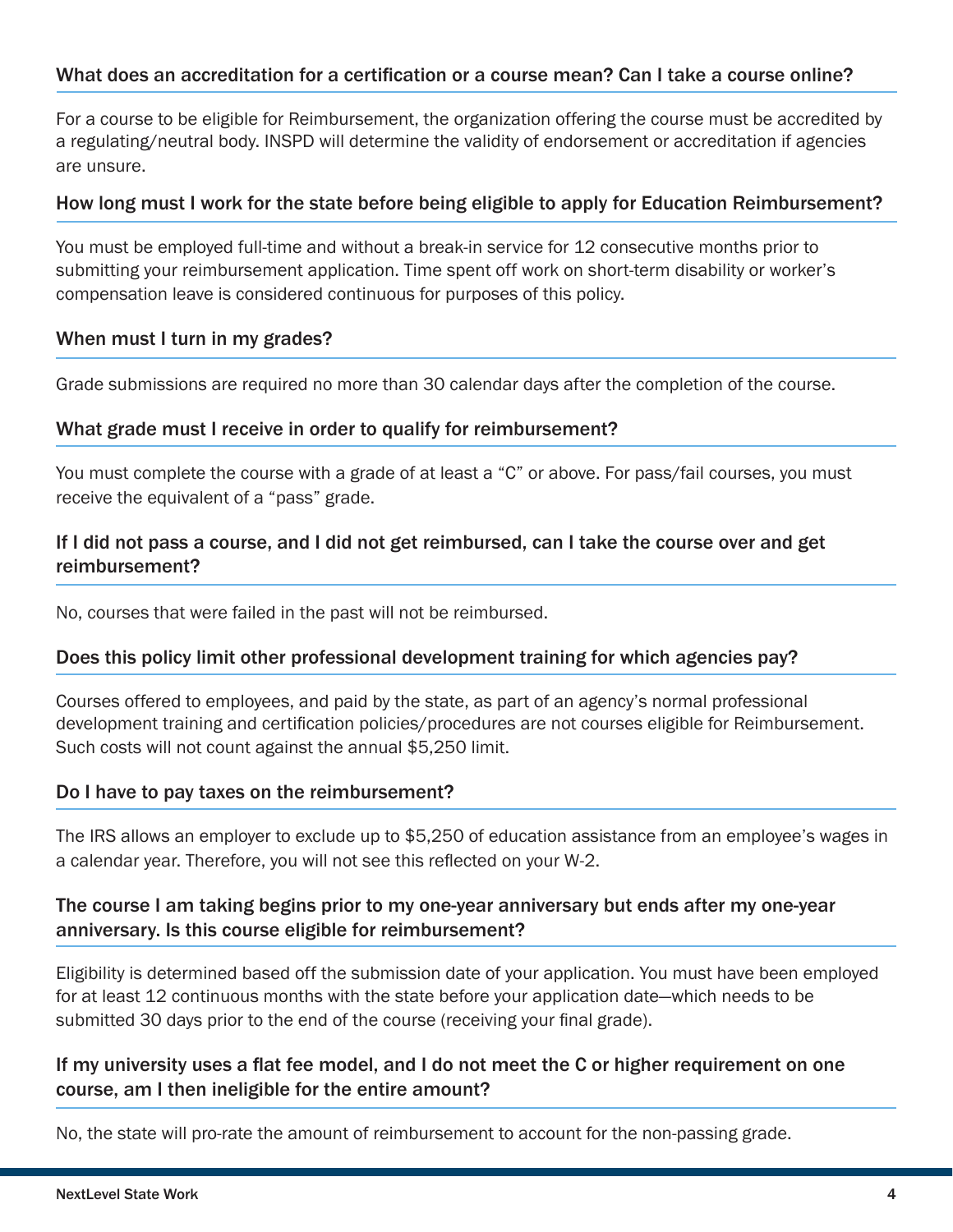### What does an accreditation for a certification or a course mean? Can I take a course online?

For a course to be eligible for Reimbursement, the organization offering the course must be accredited by a regulating/neutral body. INSPD will determine the validity of endorsement or accreditation if agencies are unsure.

### How long must I work for the state before being eligible to apply for Education Reimbursement?

You must be employed full-time and without a break-in service for 12 consecutive months prior to submitting your reimbursement application. Time spent off work on short-term disability or worker's compensation leave is considered continuous for purposes of this policy.

### When must I turn in my grades?

Grade submissions are required no more than 30 calendar days after the completion of the course.

### What grade must I receive in order to qualify for reimbursement?

You must complete the course with a grade of at least a "C" or above. For pass/fail courses, you must receive the equivalent of a "pass" grade.

### If I did not pass a course, and I did not get reimbursed, can I take the course over and get reimbursement?

No, courses that were failed in the past will not be reimbursed.

### Does this policy limit other professional development training for which agencies pay?

Courses offered to employees, and paid by the state, as part of an agency's normal professional development training and certification policies/procedures are not courses eligible for Reimbursement. Such costs will not count against the annual $5,250 limit.

### Do I have to pay taxes on the reimbursement?

The IRS allows an employer to exclude up to $5,250 of education assistance from an employee's wages in a calendar year. Therefore, you will not see this reflected on your W-2.

### The course I am taking begins prior to my one-year anniversary but ends after my one-year anniversary. Is this course eligible for reimbursement?

Eligibility is determined based off the submission date of your application. You must have been employed for at least 12 continuous months with the state before your application date—which needs to be submitted 30 days prior to the end of the course (receiving your final grade).

### If my university uses a flat fee model, and I do not meet the C or higher requirement on one course, am I then ineligible for the entire amount?

No, the state will pro-rate the amount of reimbursement to account for the non-passing grade.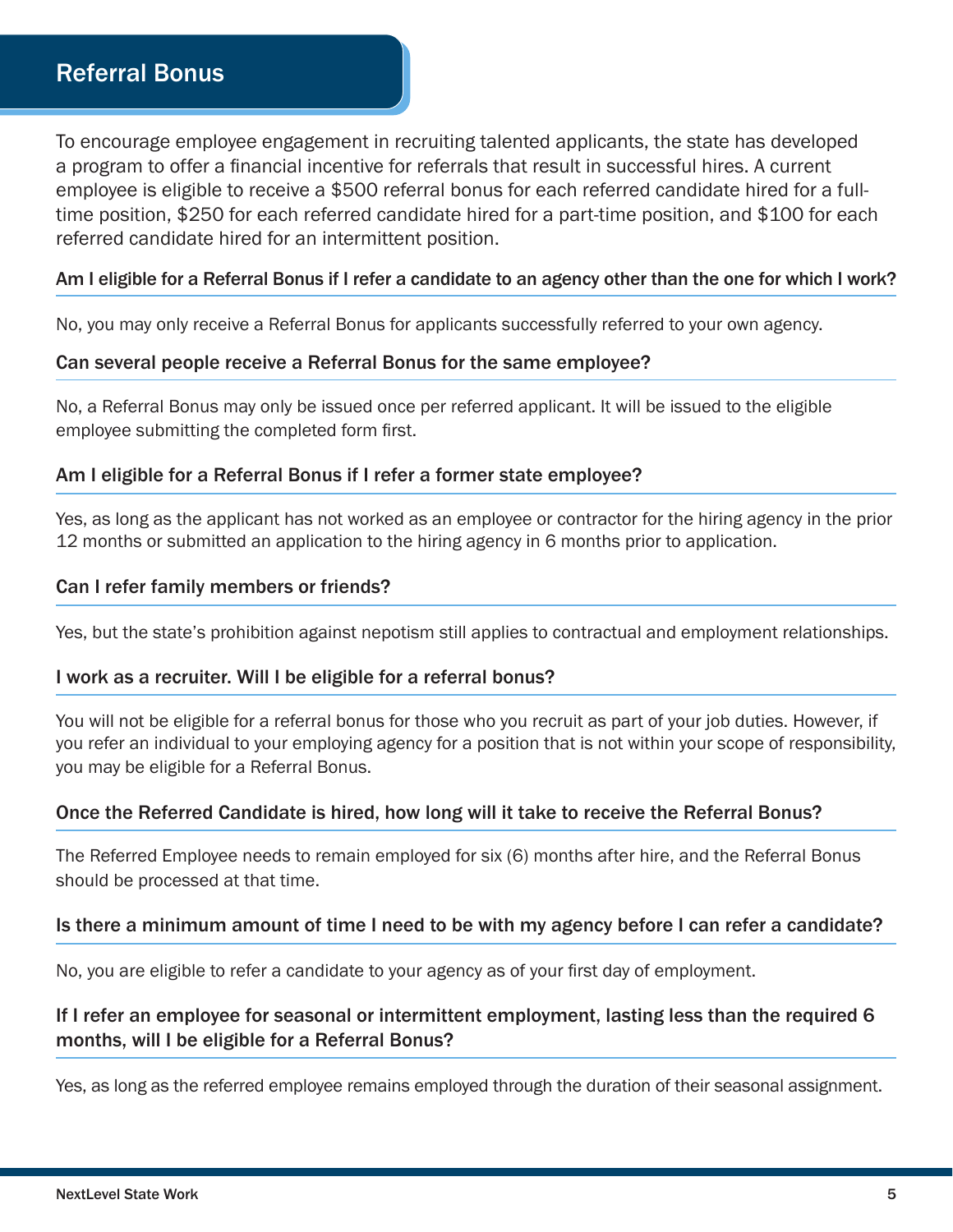## Referral Bonus

To encourage employee engagement in recruiting talented applicants, the state has developed a program to offer a financial incentive for referrals that result in successful hires. A current employee is eligible to receive a $500 referral bonus for each referred candidate hired for a full-time position, $250 for each referred candidate hired for a part-time position, and $100 for each referred candidate hired for an intermittent position.

### Am I eligible for a Referral Bonus if I refer a candidate to an agency other than the one for which I work?

No, you may only receive a Referral Bonus for applicants successfully referred to your own agency.

### Can several people receive a Referral Bonus for the same employee?

No, a Referral Bonus may only be issued once per referred applicant. It will be issued to the eligible employee submitting the completed form first.

### Am I eligible for a Referral Bonus if I refer a former state employee?

Yes, as long as the applicant has not worked as an employee or contractor for the hiring agency in the prior 12 months or submitted an application to the hiring agency in 6 months prior to application.

### Can I refer family members or friends?

Yes, but the state's prohibition against nepotism still applies to contractual and employment relationships.

### I work as a recruiter. Will I be eligible for a referral bonus?

You will not be eligible for a referral bonus for those who you recruit as part of your job duties. However, if you refer an individual to your employing agency for a position that is not within your scope of responsibility, you may be eligible for a Referral Bonus.

### Once the Referred Candidate is hired, how long will it take to receive the Referral Bonus?

The Referred Employee needs to remain employed for six (6) months after hire, and the Referral Bonus should be processed at that time.

### Is there a minimum amount of time I need to be with my agency before I can refer a candidate?

No, you are eligible to refer a candidate to your agency as of your first day of employment.

### If I refer an employee for seasonal or intermittent employment, lasting less than the required 6 months, will I be eligible for a Referral Bonus?

Yes, as long as the referred employee remains employed through the duration of their seasonal assignment.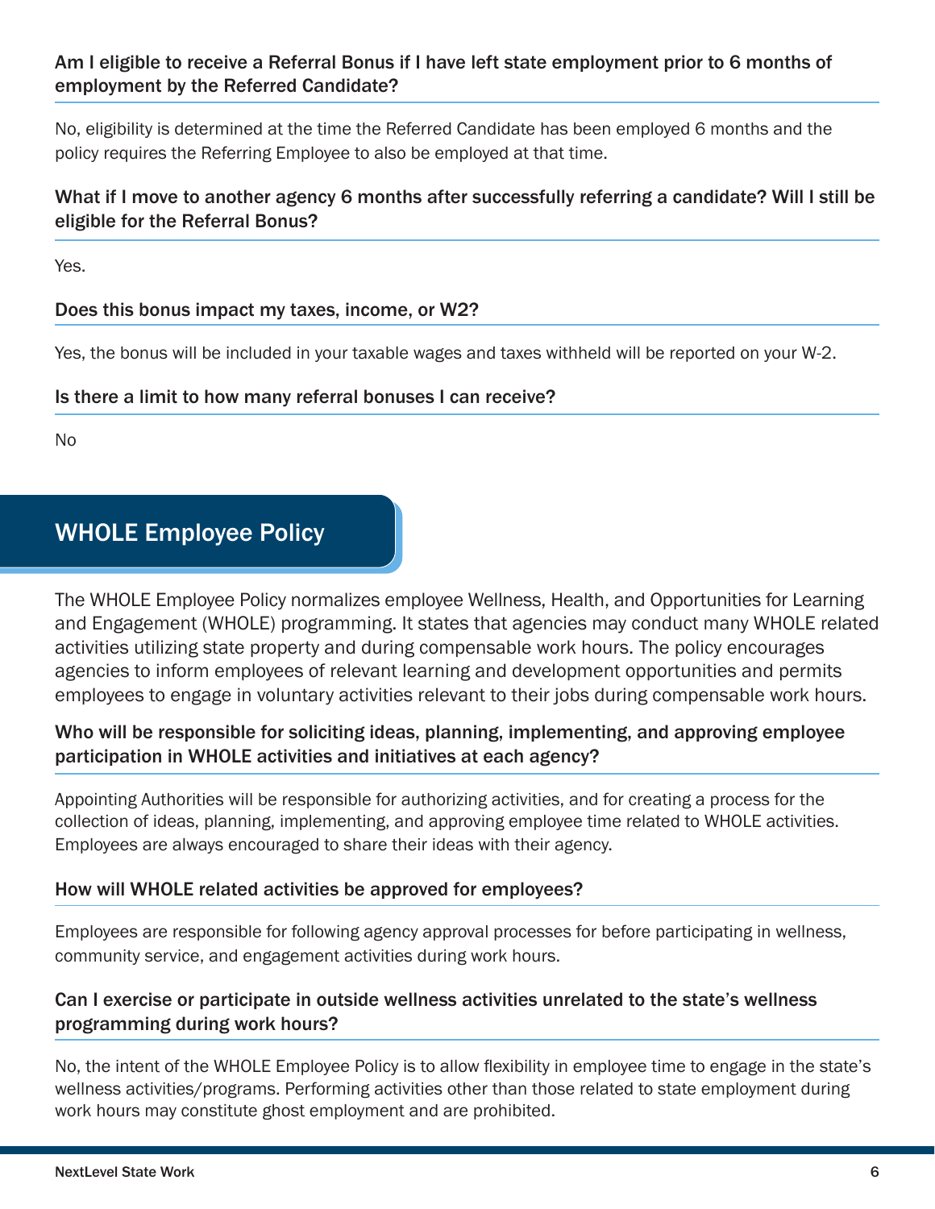### Am I eligible to receive a Referral Bonus if I have left state employment prior to 6 months of employment by the Referred Candidate?

No, eligibility is determined at the time the Referred Candidate has been employed 6 months and the policy requires the Referring Employee to also be employed at that time.

### What if I move to another agency 6 months after successfully referring a candidate? Will I still be eligible for the Referral Bonus?

Yes.

### Does this bonus impact my taxes, income, or W2?

Yes, the bonus will be included in your taxable wages and taxes withheld will be reported on your W-2.

### Is there a limit to how many referral bonuses I can receive?

No

## WHOLE Employee Policy

The WHOLE Employee Policy normalizes employee Wellness, Health, and Opportunities for Learning and Engagement (WHOLE) programming. It states that agencies may conduct many WHOLE related activities utilizing state property and during compensable work hours. The policy encourages agencies to inform employees of relevant learning and development opportunities and permits employees to engage in voluntary activities relevant to their jobs during compensable work hours.

### Who will be responsible for soliciting ideas, planning, implementing, and approving employee participation in WHOLE activities and initiatives at each agency?

Appointing Authorities will be responsible for authorizing activities, and for creating a process for the collection of ideas, planning, implementing, and approving employee time related to WHOLE activities. Employees are always encouraged to share their ideas with their agency.

### How will WHOLE related activities be approved for employees?

Employees are responsible for following agency approval processes for before participating in wellness, community service, and engagement activities during work hours.

### Can I exercise or participate in outside wellness activities unrelated to the state's wellness programming during work hours?

No, the intent of the WHOLE Employee Policy is to allow flexibility in employee time to engage in the state's wellness activities/programs. Performing activities other than those related to state employment during work hours may constitute ghost employment and are prohibited.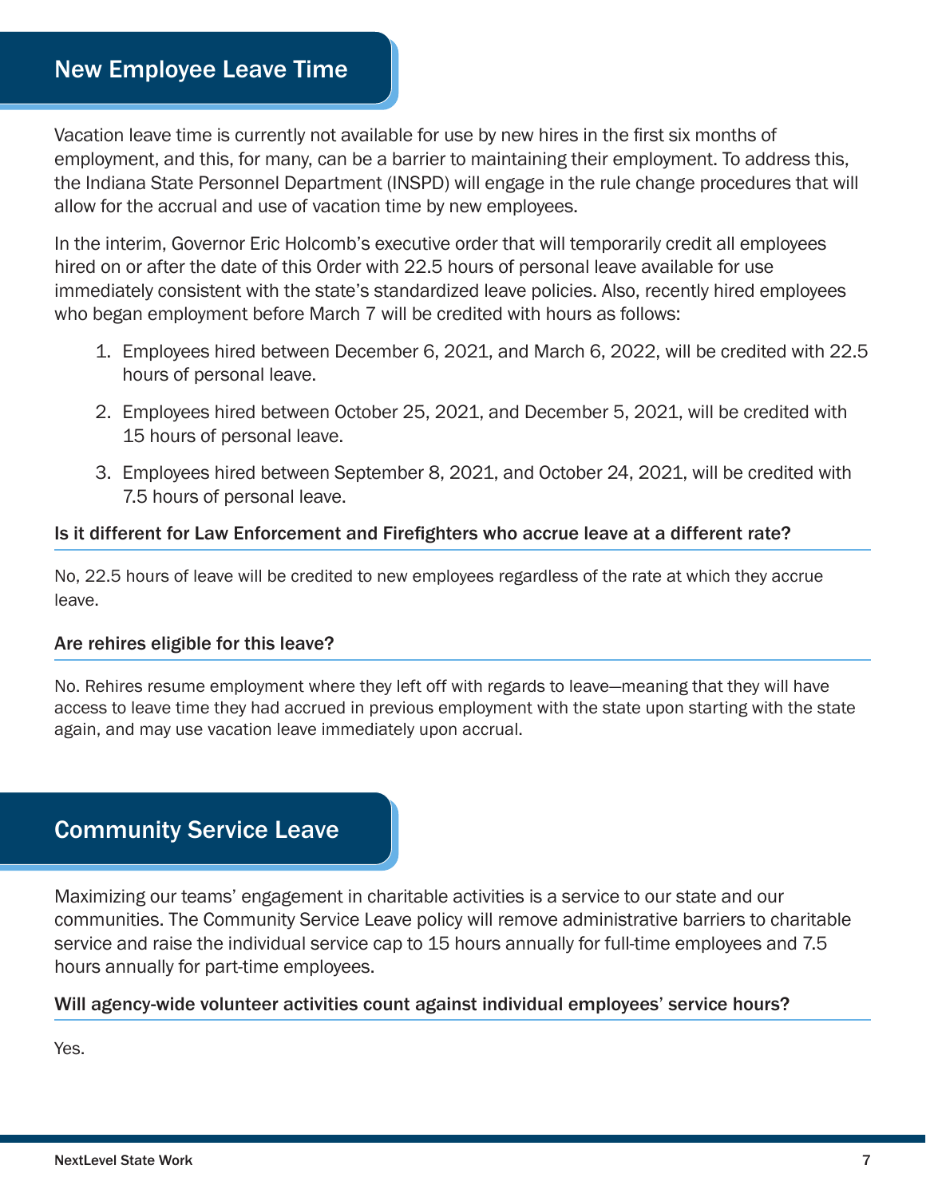## New Employee Leave Time

Vacation leave time is currently not available for use by new hires in the first six months of employment, and this, for many, can be a barrier to maintaining their employment. To address this, the Indiana State Personnel Department (INSPD) will engage in the rule change procedures that will allow for the accrual and use of vacation time by new employees.

In the interim, Governor Eric Holcomb's executive order that will temporarily credit all employees hired on or after the date of this Order with 22.5 hours of personal leave available for use immediately consistent with the state's standardized leave policies. Also, recently hired employees who began employment before March 7 will be credited with hours as follows:

1. Employees hired between December 6, 2021, and March 6, 2022, will be credited with 22.5 hours of personal leave.
2. Employees hired between October 25, 2021, and December 5, 2021, will be credited with 15 hours of personal leave.
3. Employees hired between September 8, 2021, and October 24, 2021, will be credited with 7.5 hours of personal leave.

### Is it different for Law Enforcement and Firefighters who accrue leave at a different rate?

No, 22.5 hours of leave will be credited to new employees regardless of the rate at which they accrue leave.

### Are rehires eligible for this leave?

No. Rehires resume employment where they left off with regards to leave—meaning that they will have access to leave time they had accrued in previous employment with the state upon starting with the state again, and may use vacation leave immediately upon accrual.

## Community Service Leave

Maximizing our teams' engagement in charitable activities is a service to our state and our communities. The Community Service Leave policy will remove administrative barriers to charitable service and raise the individual service cap to 15 hours annually for full-time employees and 7.5 hours annually for part-time employees.

### Will agency-wide volunteer activities count against individual employees' service hours?

Yes.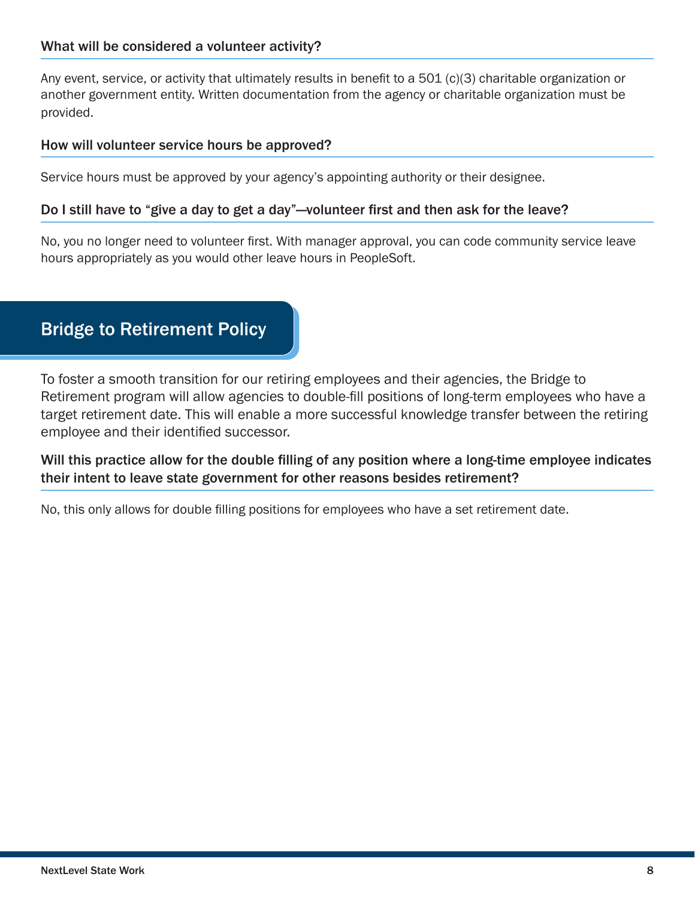### What will be considered a volunteer activity?

Any event, service, or activity that ultimately results in benefit to a 501 (c)(3) charitable organization or another government entity. Written documentation from the agency or charitable organization must be provided.

### How will volunteer service hours be approved?

Service hours must be approved by your agency's appointing authority or their designee.

### Do I still have to "give a day to get a day"—volunteer first and then ask for the leave?

No, you no longer need to volunteer first. With manager approval, you can code community service leave hours appropriately as you would other leave hours in PeopleSoft.

## Bridge to Retirement Policy

To foster a smooth transition for our retiring employees and their agencies, the Bridge to Retirement program will allow agencies to double-fill positions of long-term employees who have a target retirement date. This will enable a more successful knowledge transfer between the retiring employee and their identified successor.

### Will this practice allow for the double filling of any position where a long-time employee indicates their intent to leave state government for other reasons besides retirement?

No, this only allows for double filling positions for employees who have a set retirement date.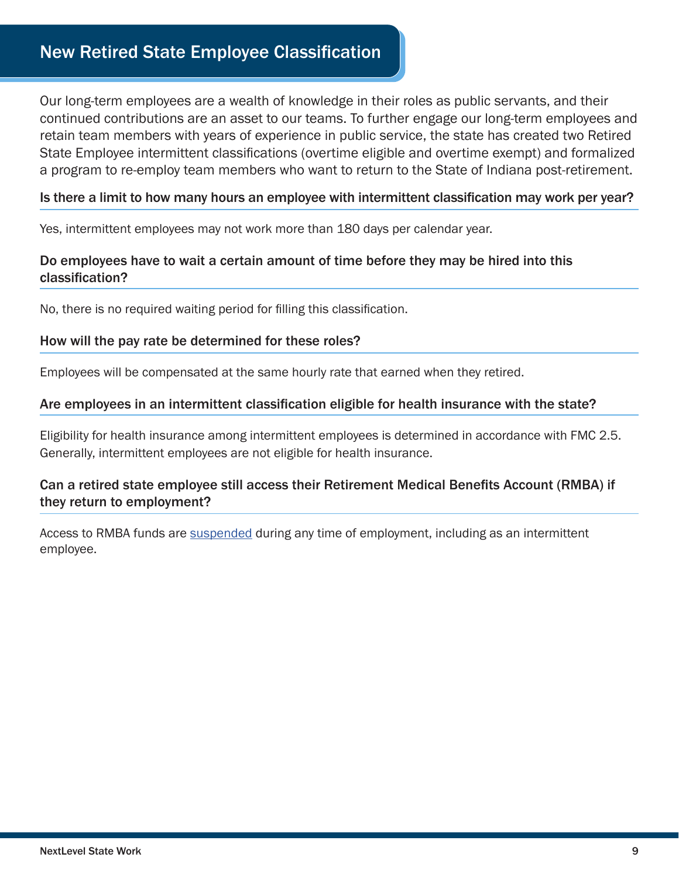## New Retired State Employee Classification

Our long-term employees are a wealth of knowledge in their roles as public servants, and their continued contributions are an asset to our teams. To further engage our long-term employees and retain team members with years of experience in public service, the state has created two Retired State Employee intermittent classifications (overtime eligible and overtime exempt) and formalized a program to re-employ team members who want to return to the State of Indiana post-retirement.

### Is there a limit to how many hours an employee with intermittent classification may work per year?

Yes, intermittent employees may not work more than 180 days per calendar year.

### Do employees have to wait a certain amount of time before they may be hired into this classification?

No, there is no required waiting period for filling this classification.

### How will the pay rate be determined for these roles?

Employees will be compensated at the same hourly rate that earned when they retired.

### Are employees in an intermittent classification eligible for health insurance with the state?

Eligibility for health insurance among intermittent employees is determined in accordance with FMC 2.5. Generally, intermittent employees are not eligible for health insurance.

### Can a retired state employee still access their Retirement Medical Benefits Account (RMBA) if they return to employment?

Access to RMBA funds are suspended during any time of employment, including as an intermittent employee.